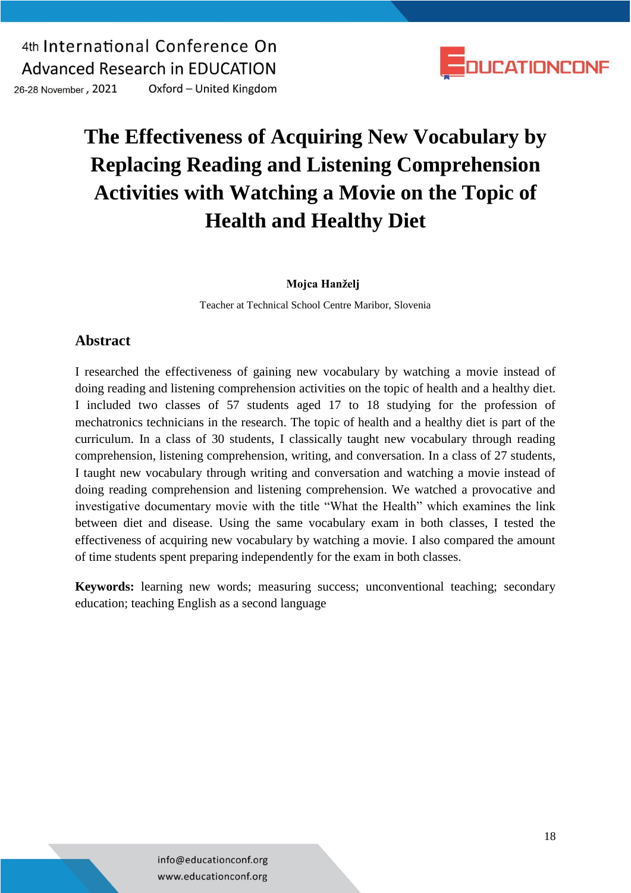# The Effectiveness of Acquiring New Vocabulary by Replacing Reading and Listening Comprehension Activities with Watching a Movie on the Topic of Health and Healthy Diet

**Mojca Hanželj**

Teacher at Technical School Centre Maribor, Slovenia

## Abstract

I researched the effectiveness of gaining new vocabulary by watching a movie instead of doing reading and listening comprehension activities on the topic of health and a healthy diet. I included two classes of 57 students aged 17 to 18 studying for the profession of mechatronics technicians in the research. The topic of health and a healthy diet is part of the curriculum. In a class of 30 students, I classically taught new vocabulary through reading comprehension, listening comprehension, writing, and conversation. In a class of 27 students, I taught new vocabulary through writing and conversation and watching a movie instead of doing reading comprehension and listening comprehension. We watched a provocative and investigative documentary movie with the title "What the Health" which examines the link between diet and disease. Using the same vocabulary exam in both classes, I tested the effectiveness of acquiring new vocabulary by watching a movie. I also compared the amount of time students spent preparing independently for the exam in both classes.

**Keywords:** learning new words; measuring success; unconventional teaching; secondary education; teaching English as a second language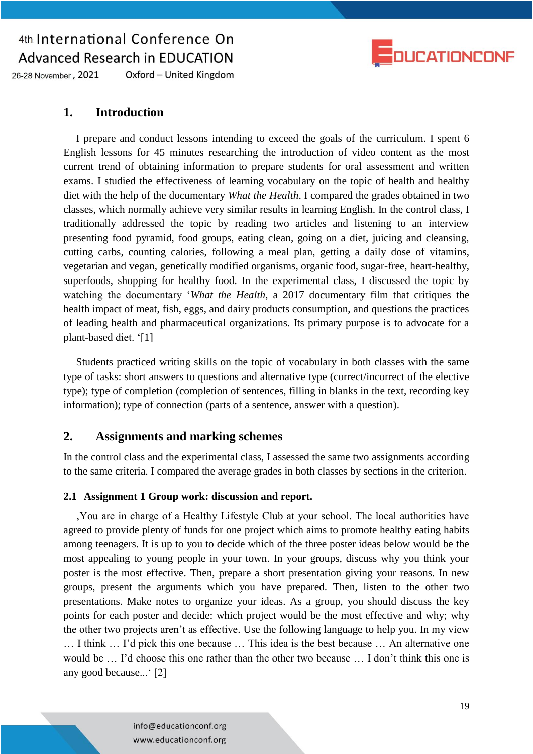## 1. Introduction

I prepare and conduct lessons intending to exceed the goals of the curriculum. I spent 6 English lessons for 45 minutes researching the introduction of video content as the most current trend of obtaining information to prepare students for oral assessment and written exams. I studied the effectiveness of learning vocabulary on the topic of health and healthy diet with the help of the documentary *What the Health*. I compared the grades obtained in two classes, which normally achieve very similar results in learning English. In the control class, I traditionally addressed the topic by reading two articles and listening to an interview presenting food pyramid, food groups, eating clean, going on a diet, juicing and cleansing, cutting carbs, counting calories, following a meal plan, getting a daily dose of vitamins, vegetarian and vegan, genetically modified organisms, organic food, sugar-free, heart-healthy, superfoods, shopping for healthy food. In the experimental class, I discussed the topic by watching the documentary '*What the Health*, a 2017 documentary film that critiques the health impact of meat, fish, eggs, and dairy products consumption, and questions the practices of leading health and pharmaceutical organizations. Its primary purpose is to advocate for a plant-based diet. '[1]

Students practiced writing skills on the topic of vocabulary in both classes with the same type of tasks: short answers to questions and alternative type (correct/incorrect of the elective type); type of completion (completion of sentences, filling in blanks in the text, recording key information); type of connection (parts of a sentence, answer with a question).

## 2. Assignments and marking schemes

In the control class and the experimental class, I assessed the same two assignments according to the same criteria. I compared the average grades in both classes by sections in the criterion.

### 2.1 Assignment 1 Group work: discussion and report.

‚You are in charge of a Healthy Lifestyle Club at your school. The local authorities have agreed to provide plenty of funds for one project which aims to promote healthy eating habits among teenagers. It is up to you to decide which of the three poster ideas below would be the most appealing to young people in your town. In your groups, discuss why you think your poster is the most effective. Then, prepare a short presentation giving your reasons. In new groups, present the arguments which you have prepared. Then, listen to the other two presentations. Make notes to organize your ideas. As a group, you should discuss the key points for each poster and decide: which project would be the most effective and why; why the other two projects aren't as effective. Use the following language to help you. In my view … I think … I'd pick this one because … This idea is the best because … An alternative one would be … I'd choose this one rather than the other two because … I don't think this one is any good because...' [2]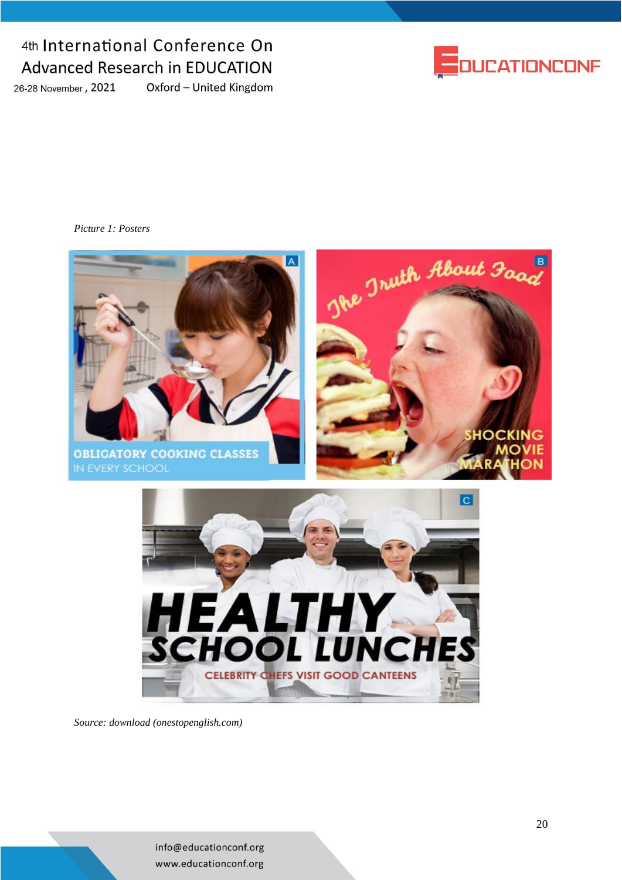*Picture 1: Posters*

*Source: download (onestopenglish.com)*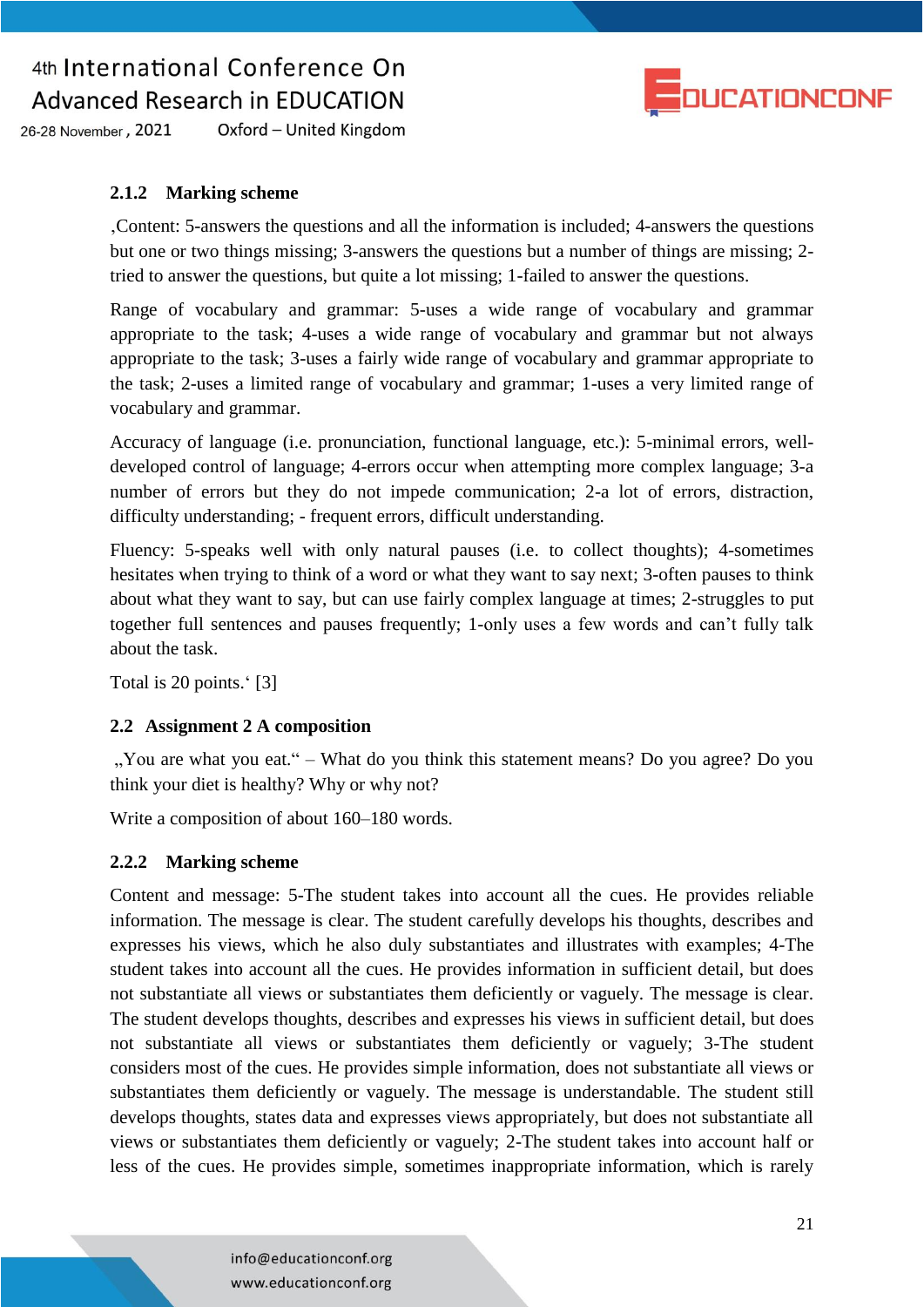### 2.1.2 Marking scheme

‚Content: 5-answers the questions and all the information is included; 4-answers the questions but one or two things missing; 3-answers the questions but a number of things are missing; 2-tried to answer the questions, but quite a lot missing; 1-failed to answer the questions.

Range of vocabulary and grammar: 5-uses a wide range of vocabulary and grammar appropriate to the task; 4-uses a wide range of vocabulary and grammar but not always appropriate to the task; 3-uses a fairly wide range of vocabulary and grammar appropriate to the task; 2-uses a limited range of vocabulary and grammar; 1-uses a very limited range of vocabulary and grammar.

Accuracy of language (i.e. pronunciation, functional language, etc.): 5-minimal errors, well-developed control of language; 4-errors occur when attempting more complex language; 3-a number of errors but they do not impede communication; 2-a lot of errors, distraction, difficulty understanding; - frequent errors, difficult understanding.

Fluency: 5-speaks well with only natural pauses (i.e. to collect thoughts); 4-sometimes hesitates when trying to think of a word or what they want to say next; 3-often pauses to think about what they want to say, but can use fairly complex language at times; 2-struggles to put together full sentences and pauses frequently; 1-only uses a few words and can't fully talk about the task.

Total is 20 points.' [3]

### 2.2 Assignment 2 A composition

„You are what you eat." – What do you think this statement means? Do you agree? Do you think your diet is healthy? Why or why not?

Write a composition of about 160–180 words.

### 2.2.2 Marking scheme

Content and message: 5-The student takes into account all the cues. He provides reliable information. The message is clear. The student carefully develops his thoughts, describes and expresses his views, which he also duly substantiates and illustrates with examples; 4-The student takes into account all the cues. He provides information in sufficient detail, but does not substantiate all views or substantiates them deficiently or vaguely. The message is clear. The student develops thoughts, describes and expresses his views in sufficient detail, but does not substantiate all views or substantiates them deficiently or vaguely; 3-The student considers most of the cues. He provides simple information, does not substantiate all views or substantiates them deficiently or vaguely. The message is understandable. The student still develops thoughts, states data and expresses views appropriately, but does not substantiate all views or substantiates them deficiently or vaguely; 2-The student takes into account half or less of the cues. He provides simple, sometimes inappropriate information, which is rarely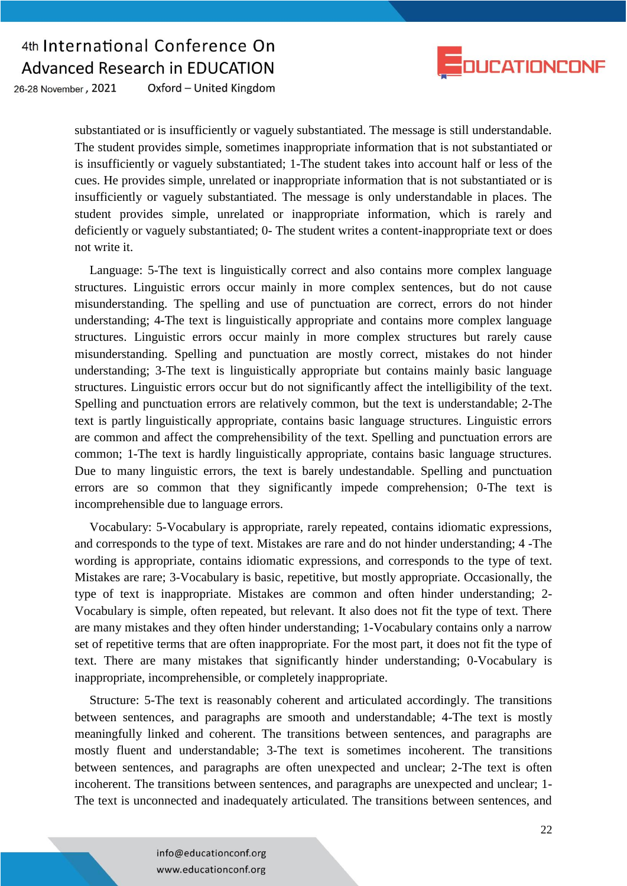substantiated or is insufficiently or vaguely substantiated. The message is still understandable. The student provides simple, sometimes inappropriate information that is not substantiated or is insufficiently or vaguely substantiated; 1-The student takes into account half or less of the cues. He provides simple, unrelated or inappropriate information that is not substantiated or is insufficiently or vaguely substantiated. The message is only understandable in places. The student provides simple, unrelated or inappropriate information, which is rarely and deficiently or vaguely substantiated; 0- The student writes a content-inappropriate text or does not write it.

Language: 5-The text is linguistically correct and also contains more complex language structures. Linguistic errors occur mainly in more complex sentences, but do not cause misunderstanding. The spelling and use of punctuation are correct, errors do not hinder understanding; 4-The text is linguistically appropriate and contains more complex language structures. Linguistic errors occur mainly in more complex structures but rarely cause misunderstanding. Spelling and punctuation are mostly correct, mistakes do not hinder understanding; 3-The text is linguistically appropriate but contains mainly basic language structures. Linguistic errors occur but do not significantly affect the intelligibility of the text. Spelling and punctuation errors are relatively common, but the text is understandable; 2-The text is partly linguistically appropriate, contains basic language structures. Linguistic errors are common and affect the comprehensibility of the text. Spelling and punctuation errors are common; 1-The text is hardly linguistically appropriate, contains basic language structures. Due to many linguistic errors, the text is barely undestandable. Spelling and punctuation errors are so common that they significantly impede comprehension; 0-The text is incomprehensible due to language errors.

Vocabulary: 5-Vocabulary is appropriate, rarely repeated, contains idiomatic expressions, and corresponds to the type of text. Mistakes are rare and do not hinder understanding; 4 -The wording is appropriate, contains idiomatic expressions, and corresponds to the type of text. Mistakes are rare; 3-Vocabulary is basic, repetitive, but mostly appropriate. Occasionally, the type of text is inappropriate. Mistakes are common and often hinder understanding; 2-Vocabulary is simple, often repeated, but relevant. It also does not fit the type of text. There are many mistakes and they often hinder understanding; 1-Vocabulary contains only a narrow set of repetitive terms that are often inappropriate. For the most part, it does not fit the type of text. There are many mistakes that significantly hinder understanding; 0-Vocabulary is inappropriate, incomprehensible, or completely inappropriate.

Structure: 5-The text is reasonably coherent and articulated accordingly. The transitions between sentences, and paragraphs are smooth and understandable; 4-The text is mostly meaningfully linked and coherent. The transitions between sentences, and paragraphs are mostly fluent and understandable; 3-The text is sometimes incoherent. The transitions between sentences, and paragraphs are often unexpected and unclear; 2-The text is often incoherent. The transitions between sentences, and paragraphs are unexpected and unclear; 1-The text is unconnected and inadequately articulated. The transitions between sentences, and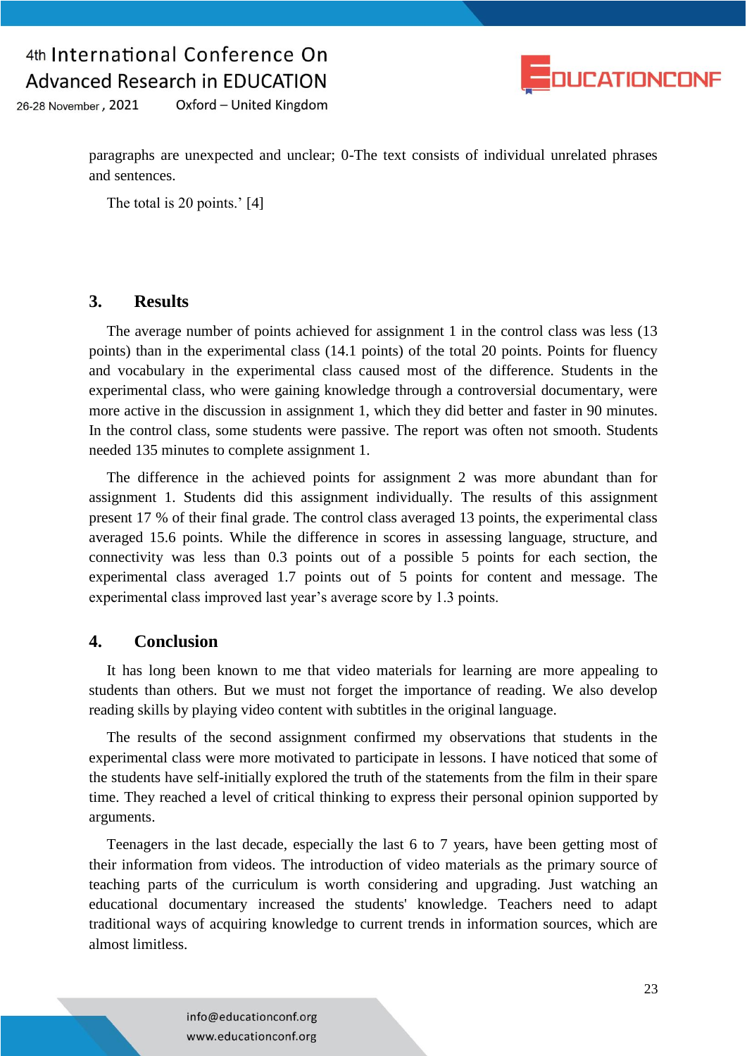paragraphs are unexpected and unclear; 0-The text consists of individual unrelated phrases and sentences.

The total is 20 points.' [4]

## 3. Results

The average number of points achieved for assignment 1 in the control class was less (13 points) than in the experimental class (14.1 points) of the total 20 points. Points for fluency and vocabulary in the experimental class caused most of the difference. Students in the experimental class, who were gaining knowledge through a controversial documentary, were more active in the discussion in assignment 1, which they did better and faster in 90 minutes. In the control class, some students were passive. The report was often not smooth. Students needed 135 minutes to complete assignment 1.

The difference in the achieved points for assignment 2 was more abundant than for assignment 1. Students did this assignment individually. The results of this assignment present 17 % of their final grade. The control class averaged 13 points, the experimental class averaged 15.6 points. While the difference in scores in assessing language, structure, and connectivity was less than 0.3 points out of a possible 5 points for each section, the experimental class averaged 1.7 points out of 5 points for content and message. The experimental class improved last year's average score by 1.3 points.

## 4. Conclusion

It has long been known to me that video materials for learning are more appealing to students than others. But we must not forget the importance of reading. We also develop reading skills by playing video content with subtitles in the original language.

The results of the second assignment confirmed my observations that students in the experimental class were more motivated to participate in lessons. I have noticed that some of the students have self-initially explored the truth of the statements from the film in their spare time. They reached a level of critical thinking to express their personal opinion supported by arguments.

Teenagers in the last decade, especially the last 6 to 7 years, have been getting most of their information from videos. The introduction of video materials as the primary source of teaching parts of the curriculum is worth considering and upgrading. Just watching an educational documentary increased the students' knowledge. Teachers need to adapt traditional ways of acquiring knowledge to current trends in information sources, which are almost limitless.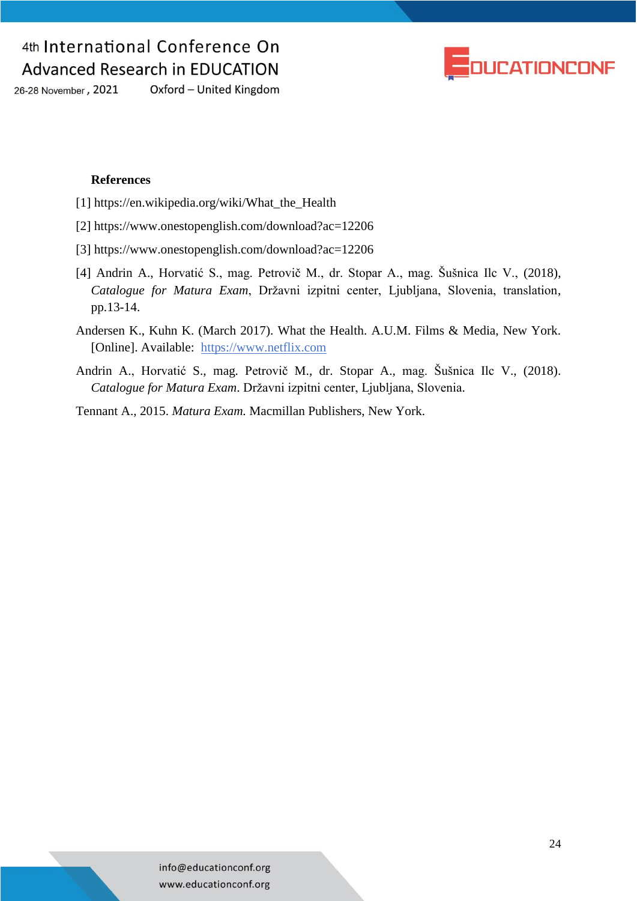**References**

[1] https://en.wikipedia.org/wiki/What_the_Health

[2] https://www.onestopenglish.com/download?ac=12206

[3] https://www.onestopenglish.com/download?ac=12206

[4] Andrin A., Horvatić S., mag. Petrovič M., dr. Stopar A., mag. Šušnica Ilc V., (2018), *Catalogue for Matura Exam*, Državni izpitni center, Ljubljana, Slovenia, translation, pp.13-14.

Andersen K., Kuhn K. (March 2017). What the Health. A.U.M. Films & Media, New York. [Online]. Available: https://www.netflix.com

Andrin A., Horvatić S., mag. Petrovič M., dr. Stopar A., mag. Šušnica Ilc V., (2018). *Catalogue for Matura Exam*. Državni izpitni center, Ljubljana, Slovenia.

Tennant A., 2015. *Matura Exam.* Macmillan Publishers, New York.